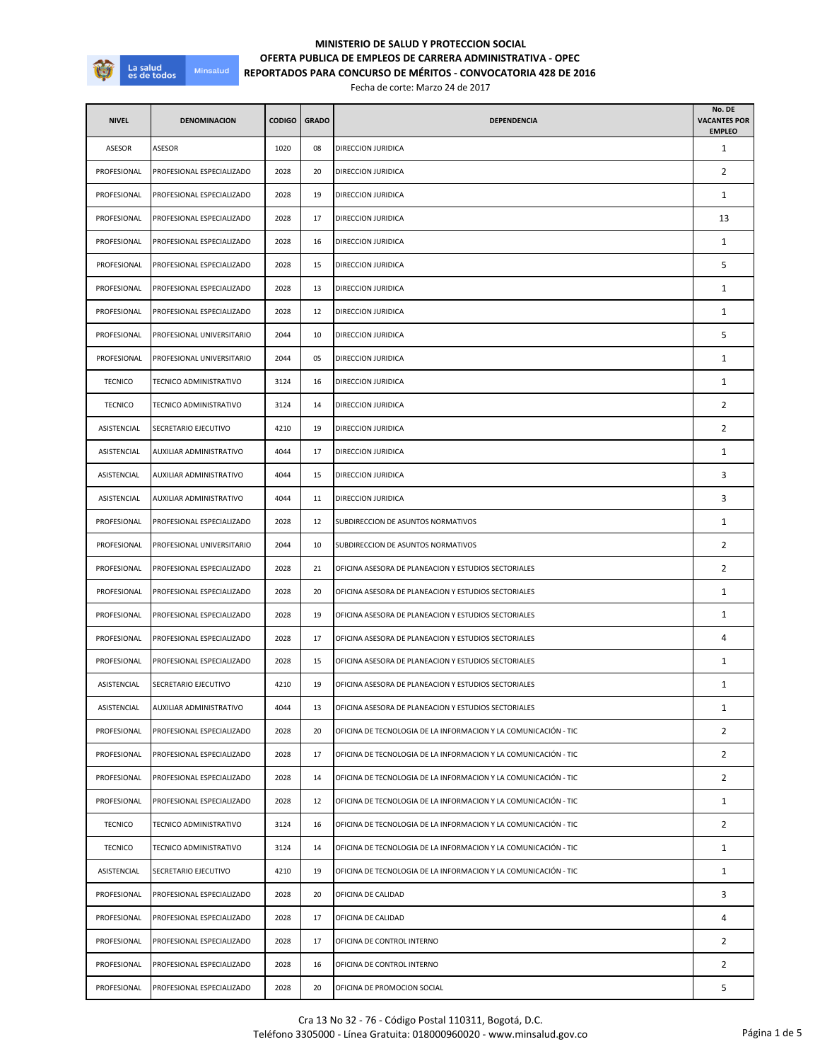# MINISTERIO DE SALUD Y PROTECCION SOCIAL
## OFERTA PUBLICA DE EMPLEOS DE CARRERA ADMINISTRATIVA - OPEC
## REPORTADOS PARA CONCURSO DE MÉRITOS - CONVOCATORIA 428 DE 2016

Fecha de corte: Marzo 24 de 2017

| NIVEL | DENOMINACION | CODIGO | GRADO | DEPENDENCIA | No. DE VACANTES POR EMPLEO |
|---|---|---|---|---|---|
| ASESOR | ASESOR | 1020 | 08 | DIRECCION JURIDICA | 1 |
| PROFESIONAL | PROFESIONAL ESPECIALIZADO | 2028 | 20 | DIRECCION JURIDICA | 2 |
| PROFESIONAL | PROFESIONAL ESPECIALIZADO | 2028 | 19 | DIRECCION JURIDICA | 1 |
| PROFESIONAL | PROFESIONAL ESPECIALIZADO | 2028 | 17 | DIRECCION JURIDICA | 13 |
| PROFESIONAL | PROFESIONAL ESPECIALIZADO | 2028 | 16 | DIRECCION JURIDICA | 1 |
| PROFESIONAL | PROFESIONAL ESPECIALIZADO | 2028 | 15 | DIRECCION JURIDICA | 5 |
| PROFESIONAL | PROFESIONAL ESPECIALIZADO | 2028 | 13 | DIRECCION JURIDICA | 1 |
| PROFESIONAL | PROFESIONAL ESPECIALIZADO | 2028 | 12 | DIRECCION JURIDICA | 1 |
| PROFESIONAL | PROFESIONAL UNIVERSITARIO | 2044 | 10 | DIRECCION JURIDICA | 5 |
| PROFESIONAL | PROFESIONAL UNIVERSITARIO | 2044 | 05 | DIRECCION JURIDICA | 1 |
| TECNICO | TECNICO ADMINISTRATIVO | 3124 | 16 | DIRECCION JURIDICA | 1 |
| TECNICO | TECNICO ADMINISTRATIVO | 3124 | 14 | DIRECCION JURIDICA | 2 |
| ASISTENCIAL | SECRETARIO EJECUTIVO | 4210 | 19 | DIRECCION JURIDICA | 2 |
| ASISTENCIAL | AUXILIAR ADMINISTRATIVO | 4044 | 17 | DIRECCION JURIDICA | 1 |
| ASISTENCIAL | AUXILIAR ADMINISTRATIVO | 4044 | 15 | DIRECCION JURIDICA | 3 |
| ASISTENCIAL | AUXILIAR ADMINISTRATIVO | 4044 | 11 | DIRECCION JURIDICA | 3 |
| PROFESIONAL | PROFESIONAL ESPECIALIZADO | 2028 | 12 | SUBDIRECCION DE ASUNTOS NORMATIVOS | 1 |
| PROFESIONAL | PROFESIONAL UNIVERSITARIO | 2044 | 10 | SUBDIRECCION DE ASUNTOS NORMATIVOS | 2 |
| PROFESIONAL | PROFESIONAL ESPECIALIZADO | 2028 | 21 | OFICINA ASESORA DE PLANEACION Y ESTUDIOS SECTORIALES | 2 |
| PROFESIONAL | PROFESIONAL ESPECIALIZADO | 2028 | 20 | OFICINA ASESORA DE PLANEACION Y ESTUDIOS SECTORIALES | 1 |
| PROFESIONAL | PROFESIONAL ESPECIALIZADO | 2028 | 19 | OFICINA ASESORA DE PLANEACION Y ESTUDIOS SECTORIALES | 1 |
| PROFESIONAL | PROFESIONAL ESPECIALIZADO | 2028 | 17 | OFICINA ASESORA DE PLANEACION Y ESTUDIOS SECTORIALES | 4 |
| PROFESIONAL | PROFESIONAL ESPECIALIZADO | 2028 | 15 | OFICINA ASESORA DE PLANEACION Y ESTUDIOS SECTORIALES | 1 |
| ASISTENCIAL | SECRETARIO EJECUTIVO | 4210 | 19 | OFICINA ASESORA DE PLANEACION Y ESTUDIOS SECTORIALES | 1 |
| ASISTENCIAL | AUXILIAR ADMINISTRATIVO | 4044 | 13 | OFICINA ASESORA DE PLANEACION Y ESTUDIOS SECTORIALES | 1 |
| PROFESIONAL | PROFESIONAL ESPECIALIZADO | 2028 | 20 | OFICINA DE TECNOLOGIA DE LA INFORMACION Y LA COMUNICACIÓN - TIC | 2 |
| PROFESIONAL | PROFESIONAL ESPECIALIZADO | 2028 | 17 | OFICINA DE TECNOLOGIA DE LA INFORMACION Y LA COMUNICACIÓN - TIC | 2 |
| PROFESIONAL | PROFESIONAL ESPECIALIZADO | 2028 | 14 | OFICINA DE TECNOLOGIA DE LA INFORMACION Y LA COMUNICACIÓN - TIC | 2 |
| PROFESIONAL | PROFESIONAL ESPECIALIZADO | 2028 | 12 | OFICINA DE TECNOLOGIA DE LA INFORMACION Y LA COMUNICACIÓN - TIC | 1 |
| TECNICO | TECNICO ADMINISTRATIVO | 3124 | 16 | OFICINA DE TECNOLOGIA DE LA INFORMACION Y LA COMUNICACIÓN - TIC | 2 |
| TECNICO | TECNICO ADMINISTRATIVO | 3124 | 14 | OFICINA DE TECNOLOGIA DE LA INFORMACION Y LA COMUNICACIÓN - TIC | 1 |
| ASISTENCIAL | SECRETARIO EJECUTIVO | 4210 | 19 | OFICINA DE TECNOLOGIA DE LA INFORMACION Y LA COMUNICACIÓN - TIC | 1 |
| PROFESIONAL | PROFESIONAL ESPECIALIZADO | 2028 | 20 | OFICINA DE CALIDAD | 3 |
| PROFESIONAL | PROFESIONAL ESPECIALIZADO | 2028 | 17 | OFICINA DE CALIDAD | 4 |
| PROFESIONAL | PROFESIONAL ESPECIALIZADO | 2028 | 17 | OFICINA DE CONTROL INTERNO | 2 |
| PROFESIONAL | PROFESIONAL ESPECIALIZADO | 2028 | 16 | OFICINA DE CONTROL INTERNO | 2 |
| PROFESIONAL | PROFESIONAL ESPECIALIZADO | 2028 | 20 | OFICINA DE PROMOCION SOCIAL | 5 |

Cra 13 No 32 - 76 - Código Postal 110311, Bogotá, D.C.
Teléfono 3305000 - Línea Gratuita: 018000960020 - www.minsalud.gov.co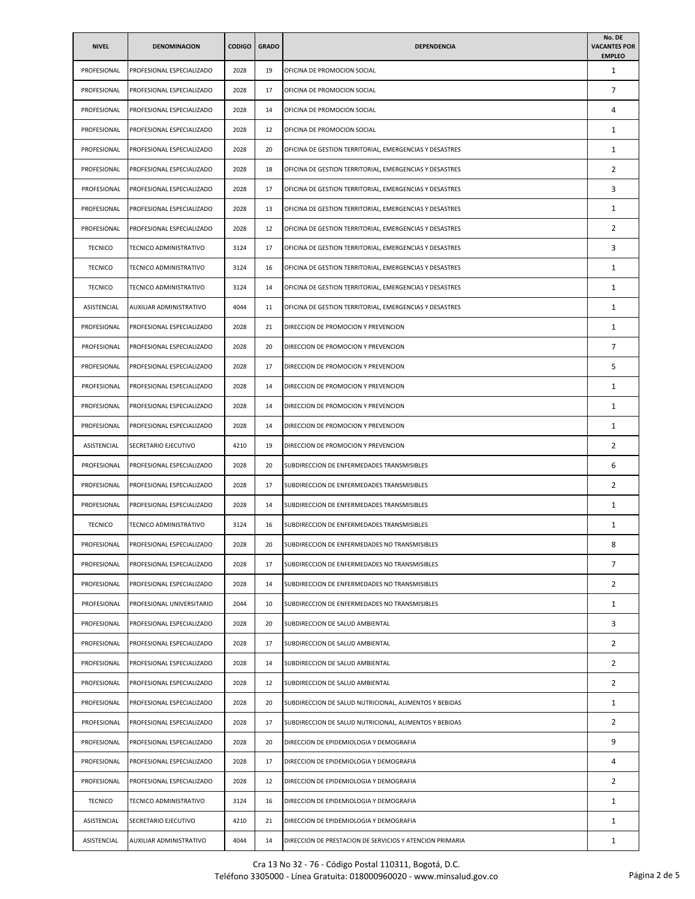| NIVEL | DENOMINACION | CODIGO | GRADO | DEPENDENCIA | No. DE VACANTES POR EMPLEO |
|---|---|---|---|---|---|
| PROFESIONAL | PROFESIONAL ESPECIALIZADO | 2028 | 19 | OFICINA DE PROMOCION SOCIAL | 1 |
| PROFESIONAL | PROFESIONAL ESPECIALIZADO | 2028 | 17 | OFICINA DE PROMOCION SOCIAL | 7 |
| PROFESIONAL | PROFESIONAL ESPECIALIZADO | 2028 | 14 | OFICINA DE PROMOCION SOCIAL | 4 |
| PROFESIONAL | PROFESIONAL ESPECIALIZADO | 2028 | 12 | OFICINA DE PROMOCION SOCIAL | 1 |
| PROFESIONAL | PROFESIONAL ESPECIALIZADO | 2028 | 20 | OFICINA DE GESTION TERRITORIAL, EMERGENCIAS Y DESASTRES | 1 |
| PROFESIONAL | PROFESIONAL ESPECIALIZADO | 2028 | 18 | OFICINA DE GESTION TERRITORIAL, EMERGENCIAS Y DESASTRES | 2 |
| PROFESIONAL | PROFESIONAL ESPECIALIZADO | 2028 | 17 | OFICINA DE GESTION TERRITORIAL, EMERGENCIAS Y DESASTRES | 3 |
| PROFESIONAL | PROFESIONAL ESPECIALIZADO | 2028 | 13 | OFICINA DE GESTION TERRITORIAL, EMERGENCIAS Y DESASTRES | 1 |
| PROFESIONAL | PROFESIONAL ESPECIALIZADO | 2028 | 12 | OFICINA DE GESTION TERRITORIAL, EMERGENCIAS Y DESASTRES | 2 |
| TECNICO | TECNICO ADMINISTRATIVO | 3124 | 17 | OFICINA DE GESTION TERRITORIAL, EMERGENCIAS Y DESASTRES | 3 |
| TECNICO | TECNICO ADMINISTRATIVO | 3124 | 16 | OFICINA DE GESTION TERRITORIAL, EMERGENCIAS Y DESASTRES | 1 |
| TECNICO | TECNICO ADMINISTRATIVO | 3124 | 14 | OFICINA DE GESTION TERRITORIAL, EMERGENCIAS Y DESASTRES | 1 |
| ASISTENCIAL | AUXILIAR ADMINISTRATIVO | 4044 | 11 | OFICINA DE GESTION TERRITORIAL, EMERGENCIAS Y DESASTRES | 1 |
| PROFESIONAL | PROFESIONAL ESPECIALIZADO | 2028 | 21 | DIRECCION DE PROMOCION Y PREVENCION | 1 |
| PROFESIONAL | PROFESIONAL ESPECIALIZADO | 2028 | 20 | DIRECCION DE PROMOCION Y PREVENCION | 7 |
| PROFESIONAL | PROFESIONAL ESPECIALIZADO | 2028 | 17 | DIRECCION DE PROMOCION Y PREVENCION | 5 |
| PROFESIONAL | PROFESIONAL ESPECIALIZADO | 2028 | 14 | DIRECCION DE PROMOCION Y PREVENCION | 1 |
| PROFESIONAL | PROFESIONAL ESPECIALIZADO | 2028 | 14 | DIRECCION DE PROMOCION Y PREVENCION | 1 |
| PROFESIONAL | PROFESIONAL ESPECIALIZADO | 2028 | 14 | DIRECCION DE PROMOCION Y PREVENCION | 1 |
| ASISTENCIAL | SECRETARIO EJECUTIVO | 4210 | 19 | DIRECCION DE PROMOCION Y PREVENCION | 2 |
| PROFESIONAL | PROFESIONAL ESPECIALIZADO | 2028 | 20 | SUBDIRECCION DE ENFERMEDADES TRANSMISIBLES | 6 |
| PROFESIONAL | PROFESIONAL ESPECIALIZADO | 2028 | 17 | SUBDIRECCION DE ENFERMEDADES TRANSMISIBLES | 2 |
| PROFESIONAL | PROFESIONAL ESPECIALIZADO | 2028 | 14 | SUBDIRECCION DE ENFERMEDADES TRANSMISIBLES | 1 |
| TECNICO | TECNICO ADMINISTRATIVO | 3124 | 16 | SUBDIRECCION DE ENFERMEDADES TRANSMISIBLES | 1 |
| PROFESIONAL | PROFESIONAL ESPECIALIZADO | 2028 | 20 | SUBDIRECCION DE ENFERMEDADES NO TRANSMISIBLES | 8 |
| PROFESIONAL | PROFESIONAL ESPECIALIZADO | 2028 | 17 | SUBDIRECCION DE ENFERMEDADES NO TRANSMISIBLES | 7 |
| PROFESIONAL | PROFESIONAL ESPECIALIZADO | 2028 | 14 | SUBDIRECCION DE ENFERMEDADES NO TRANSMISIBLES | 2 |
| PROFESIONAL | PROFESIONAL UNIVERSITARIO | 2044 | 10 | SUBDIRECCION DE ENFERMEDADES NO TRANSMISIBLES | 1 |
| PROFESIONAL | PROFESIONAL ESPECIALIZADO | 2028 | 20 | SUBDIRECCION DE SALUD AMBIENTAL | 3 |
| PROFESIONAL | PROFESIONAL ESPECIALIZADO | 2028 | 17 | SUBDIRECCION DE SALUD AMBIENTAL | 2 |
| PROFESIONAL | PROFESIONAL ESPECIALIZADO | 2028 | 14 | SUBDIRECCION DE SALUD AMBIENTAL | 2 |
| PROFESIONAL | PROFESIONAL ESPECIALIZADO | 2028 | 12 | SUBDIRECCION DE SALUD AMBIENTAL | 2 |
| PROFESIONAL | PROFESIONAL ESPECIALIZADO | 2028 | 20 | SUBDIRECCION DE SALUD NUTRICIONAL, ALIMENTOS Y BEBIDAS | 1 |
| PROFESIONAL | PROFESIONAL ESPECIALIZADO | 2028 | 17 | SUBDIRECCION DE SALUD NUTRICIONAL, ALIMENTOS Y BEBIDAS | 2 |
| PROFESIONAL | PROFESIONAL ESPECIALIZADO | 2028 | 20 | DIRECCION DE EPIDEMIOLOGIA Y DEMOGRAFIA | 9 |
| PROFESIONAL | PROFESIONAL ESPECIALIZADO | 2028 | 17 | DIRECCION DE EPIDEMIOLOGIA Y DEMOGRAFIA | 4 |
| PROFESIONAL | PROFESIONAL ESPECIALIZADO | 2028 | 12 | DIRECCION DE EPIDEMIOLOGIA Y DEMOGRAFIA | 2 |
| TECNICO | TECNICO ADMINISTRATIVO | 3124 | 16 | DIRECCION DE EPIDEMIOLOGIA Y DEMOGRAFIA | 1 |
| ASISTENCIAL | SECRETARIO EJECUTIVO | 4210 | 21 | DIRECCION DE EPIDEMIOLOGIA Y DEMOGRAFIA | 1 |
| ASISTENCIAL | AUXILIAR ADMINISTRATIVO | 4044 | 14 | DIRECCION DE PRESTACION DE SERVICIOS Y ATENCION PRIMARIA | 1 |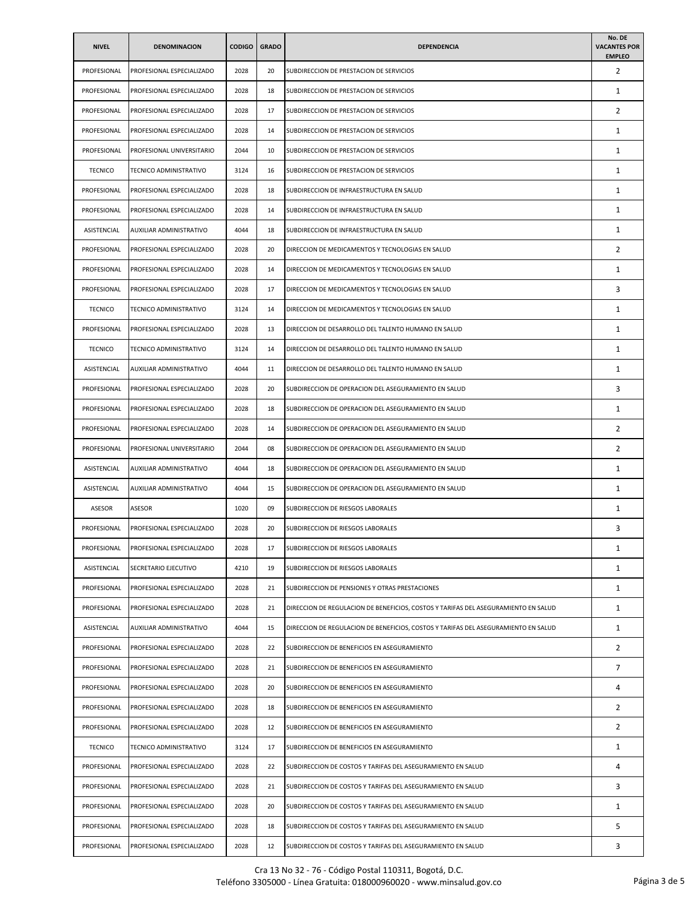| NIVEL | DENOMINACION | CODIGO | GRADO | DEPENDENCIA | No. DE VACANTES POR EMPLEO |
|---|---|---|---|---|---|
| PROFESIONAL | PROFESIONAL ESPECIALIZADO | 2028 | 20 | SUBDIRECCION DE PRESTACION DE SERVICIOS | 2 |
| PROFESIONAL | PROFESIONAL ESPECIALIZADO | 2028 | 18 | SUBDIRECCION DE PRESTACION DE SERVICIOS | 1 |
| PROFESIONAL | PROFESIONAL ESPECIALIZADO | 2028 | 17 | SUBDIRECCION DE PRESTACION DE SERVICIOS | 2 |
| PROFESIONAL | PROFESIONAL ESPECIALIZADO | 2028 | 14 | SUBDIRECCION DE PRESTACION DE SERVICIOS | 1 |
| PROFESIONAL | PROFESIONAL UNIVERSITARIO | 2044 | 10 | SUBDIRECCION DE PRESTACION DE SERVICIOS | 1 |
| TECNICO | TECNICO ADMINISTRATIVO | 3124 | 16 | SUBDIRECCION DE PRESTACION DE SERVICIOS | 1 |
| PROFESIONAL | PROFESIONAL ESPECIALIZADO | 2028 | 18 | SUBDIRECCION DE INFRAESTRUCTURA EN SALUD | 1 |
| PROFESIONAL | PROFESIONAL ESPECIALIZADO | 2028 | 14 | SUBDIRECCION DE INFRAESTRUCTURA EN SALUD | 1 |
| ASISTENCIAL | AUXILIAR ADMINISTRATIVO | 4044 | 18 | SUBDIRECCION DE INFRAESTRUCTURA EN SALUD | 1 |
| PROFESIONAL | PROFESIONAL ESPECIALIZADO | 2028 | 20 | DIRECCION DE MEDICAMENTOS Y TECNOLOGIAS EN SALUD | 2 |
| PROFESIONAL | PROFESIONAL ESPECIALIZADO | 2028 | 14 | DIRECCION DE MEDICAMENTOS Y TECNOLOGIAS EN SALUD | 1 |
| PROFESIONAL | PROFESIONAL ESPECIALIZADO | 2028 | 17 | DIRECCION DE MEDICAMENTOS Y TECNOLOGIAS EN SALUD | 3 |
| TECNICO | TECNICO ADMINISTRATIVO | 3124 | 14 | DIRECCION DE MEDICAMENTOS Y TECNOLOGIAS EN SALUD | 1 |
| PROFESIONAL | PROFESIONAL ESPECIALIZADO | 2028 | 13 | DIRECCION DE DESARROLLO DEL TALENTO HUMANO EN SALUD | 1 |
| TECNICO | TECNICO ADMINISTRATIVO | 3124 | 14 | DIRECCION DE DESARROLLO DEL TALENTO HUMANO EN SALUD | 1 |
| ASISTENCIAL | AUXILIAR ADMINISTRATIVO | 4044 | 11 | DIRECCION DE DESARROLLO DEL TALENTO HUMANO EN SALUD | 1 |
| PROFESIONAL | PROFESIONAL ESPECIALIZADO | 2028 | 20 | SUBDIRECCION DE OPERACION DEL ASEGURAMIENTO EN SALUD | 3 |
| PROFESIONAL | PROFESIONAL ESPECIALIZADO | 2028 | 18 | SUBDIRECCION DE OPERACION DEL ASEGURAMIENTO EN SALUD | 1 |
| PROFESIONAL | PROFESIONAL ESPECIALIZADO | 2028 | 14 | SUBDIRECCION DE OPERACION DEL ASEGURAMIENTO EN SALUD | 2 |
| PROFESIONAL | PROFESIONAL UNIVERSITARIO | 2044 | 08 | SUBDIRECCION DE OPERACION DEL ASEGURAMIENTO EN SALUD | 2 |
| ASISTENCIAL | AUXILIAR ADMINISTRATIVO | 4044 | 18 | SUBDIRECCION DE OPERACION DEL ASEGURAMIENTO EN SALUD | 1 |
| ASISTENCIAL | AUXILIAR ADMINISTRATIVO | 4044 | 15 | SUBDIRECCION DE OPERACION DEL ASEGURAMIENTO EN SALUD | 1 |
| ASESOR | ASESOR | 1020 | 09 | SUBDIRECCION DE RIESGOS LABORALES | 1 |
| PROFESIONAL | PROFESIONAL ESPECIALIZADO | 2028 | 20 | SUBDIRECCION DE RIESGOS LABORALES | 3 |
| PROFESIONAL | PROFESIONAL ESPECIALIZADO | 2028 | 17 | SUBDIRECCION DE RIESGOS LABORALES | 1 |
| ASISTENCIAL | SECRETARIO EJECUTIVO | 4210 | 19 | SUBDIRECCION DE RIESGOS LABORALES | 1 |
| PROFESIONAL | PROFESIONAL ESPECIALIZADO | 2028 | 21 | SUBDIRECCION DE PENSIONES Y OTRAS PRESTACIONES | 1 |
| PROFESIONAL | PROFESIONAL ESPECIALIZADO | 2028 | 21 | DIRECCION DE REGULACION DE BENEFICIOS, COSTOS Y TARIFAS DEL ASEGURAMIENTO EN SALUD | 1 |
| ASISTENCIAL | AUXILIAR ADMINISTRATIVO | 4044 | 15 | DIRECCION DE REGULACION DE BENEFICIOS, COSTOS Y TARIFAS DEL ASEGURAMIENTO EN SALUD | 1 |
| PROFESIONAL | PROFESIONAL ESPECIALIZADO | 2028 | 22 | SUBDIRECCION DE BENEFICIOS EN ASEGURAMIENTO | 2 |
| PROFESIONAL | PROFESIONAL ESPECIALIZADO | 2028 | 21 | SUBDIRECCION DE BENEFICIOS EN ASEGURAMIENTO | 7 |
| PROFESIONAL | PROFESIONAL ESPECIALIZADO | 2028 | 20 | SUBDIRECCION DE BENEFICIOS EN ASEGURAMIENTO | 4 |
| PROFESIONAL | PROFESIONAL ESPECIALIZADO | 2028 | 18 | SUBDIRECCION DE BENEFICIOS EN ASEGURAMIENTO | 2 |
| PROFESIONAL | PROFESIONAL ESPECIALIZADO | 2028 | 12 | SUBDIRECCION DE BENEFICIOS EN ASEGURAMIENTO | 2 |
| TECNICO | TECNICO ADMINISTRATIVO | 3124 | 17 | SUBDIRECCION DE BENEFICIOS EN ASEGURAMIENTO | 1 |
| PROFESIONAL | PROFESIONAL ESPECIALIZADO | 2028 | 22 | SUBDIRECCION DE COSTOS Y TARIFAS DEL ASEGURAMIENTO EN SALUD | 4 |
| PROFESIONAL | PROFESIONAL ESPECIALIZADO | 2028 | 21 | SUBDIRECCION DE COSTOS Y TARIFAS DEL ASEGURAMIENTO EN SALUD | 3 |
| PROFESIONAL | PROFESIONAL ESPECIALIZADO | 2028 | 20 | SUBDIRECCION DE COSTOS Y TARIFAS DEL ASEGURAMIENTO EN SALUD | 1 |
| PROFESIONAL | PROFESIONAL ESPECIALIZADO | 2028 | 18 | SUBDIRECCION DE COSTOS Y TARIFAS DEL ASEGURAMIENTO EN SALUD | 5 |
| PROFESIONAL | PROFESIONAL ESPECIALIZADO | 2028 | 12 | SUBDIRECCION DE COSTOS Y TARIFAS DEL ASEGURAMIENTO EN SALUD | 3 |

Cra 13 No 32 - 76 - Código Postal 110311, Bogotá, D.C.
Teléfono 3305000 - Línea Gratuita: 018000960020 - www.minsalud.gov.co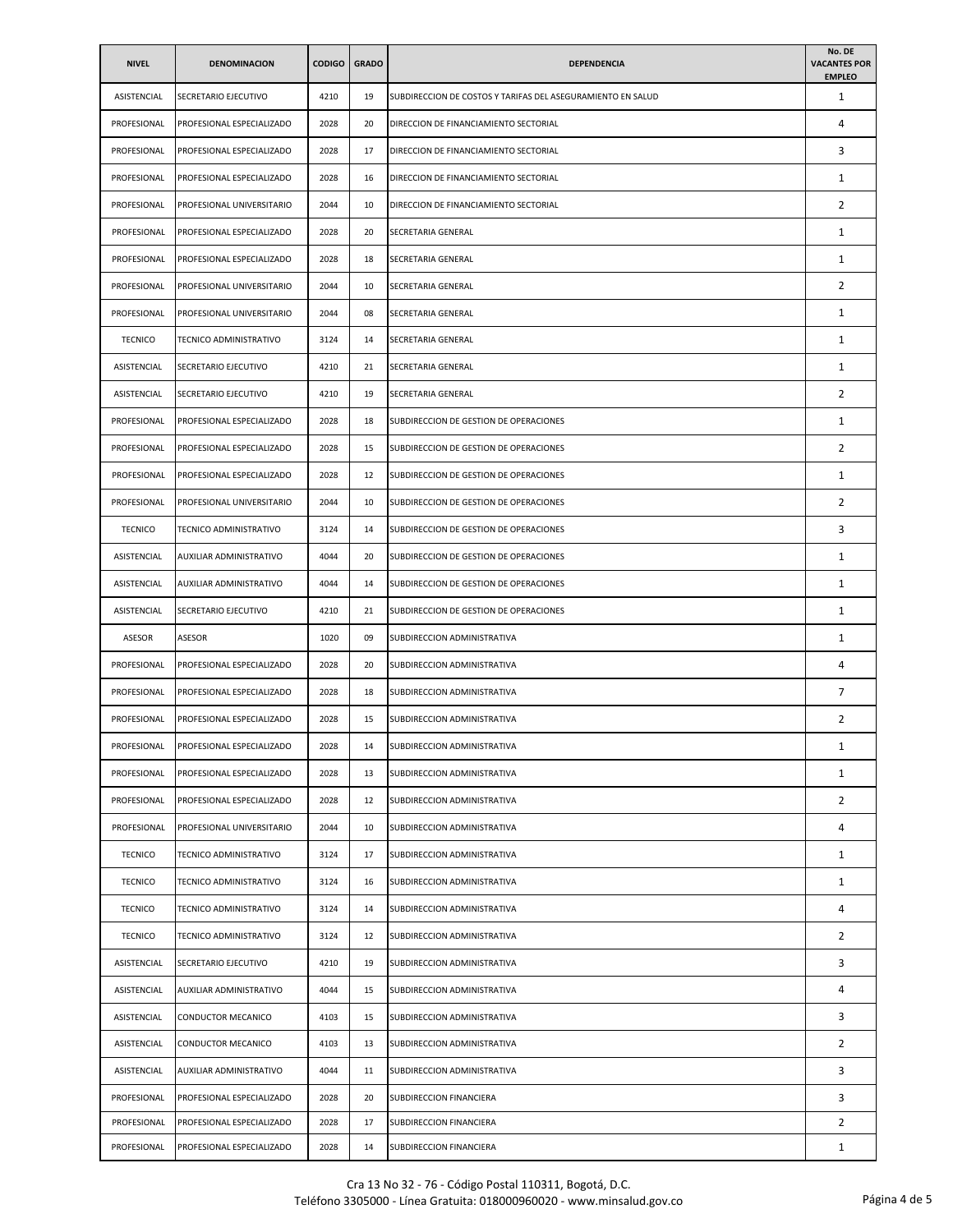| NIVEL | DENOMINACION | CODIGO | GRADO | DEPENDENCIA | No. DE VACANTES POR EMPLEO |
|---|---|---|---|---|---|
| ASISTENCIAL | SECRETARIO EJECUTIVO | 4210 | 19 | SUBDIRECCION DE COSTOS Y TARIFAS DEL ASEGURAMIENTO EN SALUD | 1 |
| PROFESIONAL | PROFESIONAL ESPECIALIZADO | 2028 | 20 | DIRECCION DE FINANCIAMIENTO SECTORIAL | 4 |
| PROFESIONAL | PROFESIONAL ESPECIALIZADO | 2028 | 17 | DIRECCION DE FINANCIAMIENTO SECTORIAL | 3 |
| PROFESIONAL | PROFESIONAL ESPECIALIZADO | 2028 | 16 | DIRECCION DE FINANCIAMIENTO SECTORIAL | 1 |
| PROFESIONAL | PROFESIONAL UNIVERSITARIO | 2044 | 10 | DIRECCION DE FINANCIAMIENTO SECTORIAL | 2 |
| PROFESIONAL | PROFESIONAL ESPECIALIZADO | 2028 | 20 | SECRETARIA GENERAL | 1 |
| PROFESIONAL | PROFESIONAL ESPECIALIZADO | 2028 | 18 | SECRETARIA GENERAL | 1 |
| PROFESIONAL | PROFESIONAL UNIVERSITARIO | 2044 | 10 | SECRETARIA GENERAL | 2 |
| PROFESIONAL | PROFESIONAL UNIVERSITARIO | 2044 | 08 | SECRETARIA GENERAL | 1 |
| TECNICO | TECNICO ADMINISTRATIVO | 3124 | 14 | SECRETARIA GENERAL | 1 |
| ASISTENCIAL | SECRETARIO EJECUTIVO | 4210 | 21 | SECRETARIA GENERAL | 1 |
| ASISTENCIAL | SECRETARIO EJECUTIVO | 4210 | 19 | SECRETARIA GENERAL | 2 |
| PROFESIONAL | PROFESIONAL ESPECIALIZADO | 2028 | 18 | SUBDIRECCION DE GESTION DE OPERACIONES | 1 |
| PROFESIONAL | PROFESIONAL ESPECIALIZADO | 2028 | 15 | SUBDIRECCION DE GESTION DE OPERACIONES | 2 |
| PROFESIONAL | PROFESIONAL ESPECIALIZADO | 2028 | 12 | SUBDIRECCION DE GESTION DE OPERACIONES | 1 |
| PROFESIONAL | PROFESIONAL UNIVERSITARIO | 2044 | 10 | SUBDIRECCION DE GESTION DE OPERACIONES | 2 |
| TECNICO | TECNICO ADMINISTRATIVO | 3124 | 14 | SUBDIRECCION DE GESTION DE OPERACIONES | 3 |
| ASISTENCIAL | AUXILIAR ADMINISTRATIVO | 4044 | 20 | SUBDIRECCION DE GESTION DE OPERACIONES | 1 |
| ASISTENCIAL | AUXILIAR ADMINISTRATIVO | 4044 | 14 | SUBDIRECCION DE GESTION DE OPERACIONES | 1 |
| ASISTENCIAL | SECRETARIO EJECUTIVO | 4210 | 21 | SUBDIRECCION DE GESTION DE OPERACIONES | 1 |
| ASESOR | ASESOR | 1020 | 09 | SUBDIRECCION ADMINISTRATIVA | 1 |
| PROFESIONAL | PROFESIONAL ESPECIALIZADO | 2028 | 20 | SUBDIRECCION ADMINISTRATIVA | 4 |
| PROFESIONAL | PROFESIONAL ESPECIALIZADO | 2028 | 18 | SUBDIRECCION ADMINISTRATIVA | 7 |
| PROFESIONAL | PROFESIONAL ESPECIALIZADO | 2028 | 15 | SUBDIRECCION ADMINISTRATIVA | 2 |
| PROFESIONAL | PROFESIONAL ESPECIALIZADO | 2028 | 14 | SUBDIRECCION ADMINISTRATIVA | 1 |
| PROFESIONAL | PROFESIONAL ESPECIALIZADO | 2028 | 13 | SUBDIRECCION ADMINISTRATIVA | 1 |
| PROFESIONAL | PROFESIONAL ESPECIALIZADO | 2028 | 12 | SUBDIRECCION ADMINISTRATIVA | 2 |
| PROFESIONAL | PROFESIONAL UNIVERSITARIO | 2044 | 10 | SUBDIRECCION ADMINISTRATIVA | 4 |
| TECNICO | TECNICO ADMINISTRATIVO | 3124 | 17 | SUBDIRECCION ADMINISTRATIVA | 1 |
| TECNICO | TECNICO ADMINISTRATIVO | 3124 | 16 | SUBDIRECCION ADMINISTRATIVA | 1 |
| TECNICO | TECNICO ADMINISTRATIVO | 3124 | 14 | SUBDIRECCION ADMINISTRATIVA | 4 |
| TECNICO | TECNICO ADMINISTRATIVO | 3124 | 12 | SUBDIRECCION ADMINISTRATIVA | 2 |
| ASISTENCIAL | SECRETARIO EJECUTIVO | 4210 | 19 | SUBDIRECCION ADMINISTRATIVA | 3 |
| ASISTENCIAL | AUXILIAR ADMINISTRATIVO | 4044 | 15 | SUBDIRECCION ADMINISTRATIVA | 4 |
| ASISTENCIAL | CONDUCTOR MECANICO | 4103 | 15 | SUBDIRECCION ADMINISTRATIVA | 3 |
| ASISTENCIAL | CONDUCTOR MECANICO | 4103 | 13 | SUBDIRECCION ADMINISTRATIVA | 2 |
| ASISTENCIAL | AUXILIAR ADMINISTRATIVO | 4044 | 11 | SUBDIRECCION ADMINISTRATIVA | 3 |
| PROFESIONAL | PROFESIONAL ESPECIALIZADO | 2028 | 20 | SUBDIRECCION FINANCIERA | 3 |
| PROFESIONAL | PROFESIONAL ESPECIALIZADO | 2028 | 17 | SUBDIRECCION FINANCIERA | 2 |
| PROFESIONAL | PROFESIONAL ESPECIALIZADO | 2028 | 14 | SUBDIRECCION FINANCIERA | 1 |

Cra 13 No 32 - 76 - Código Postal 110311, Bogotá, D.C.
Teléfono 3305000 - Línea Gratuita: 018000960020 - www.minsalud.gov.co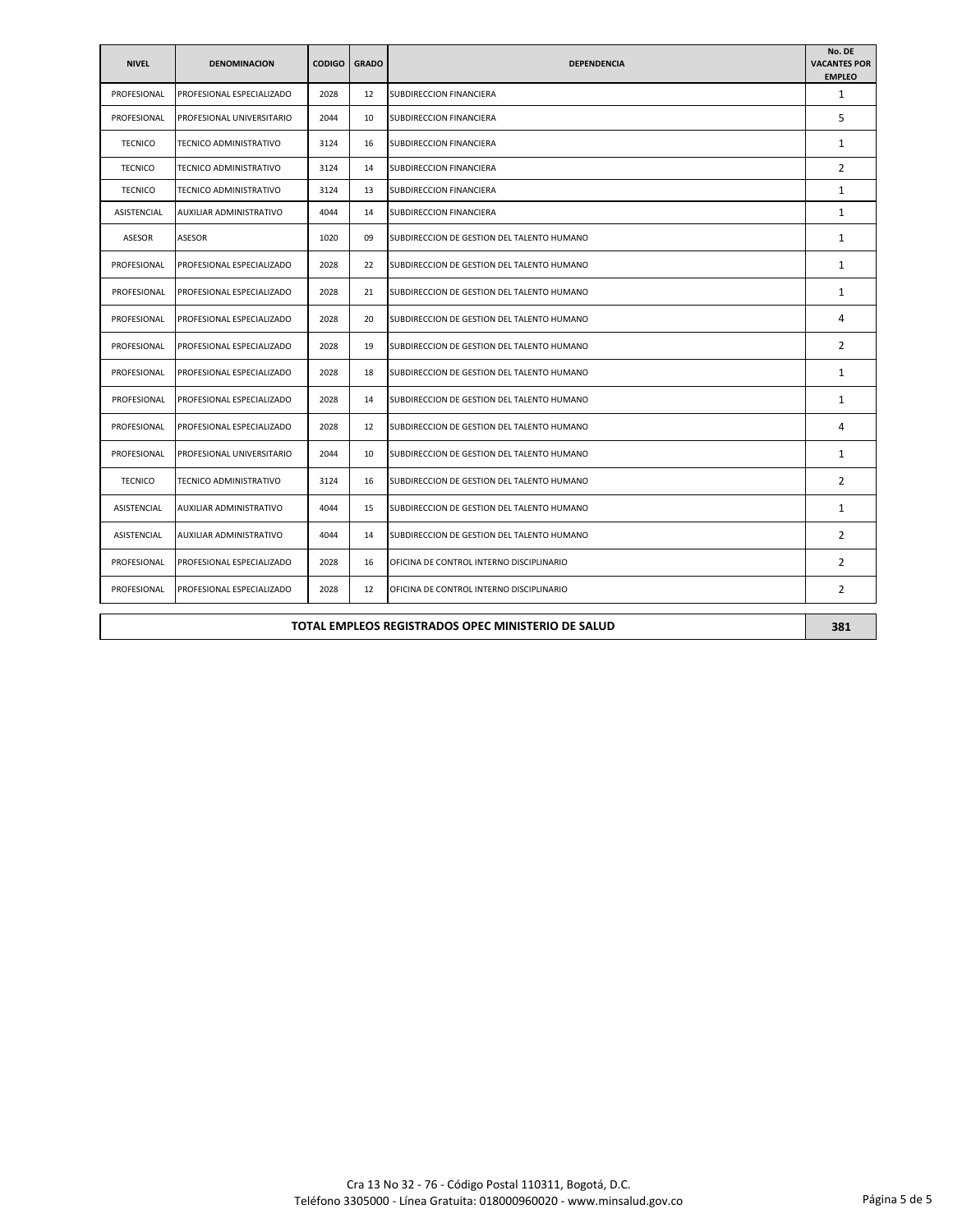| NIVEL | DENOMINACION | CODIGO | GRADO | DEPENDENCIA | No. DE VACANTES POR EMPLEO |
|---|---|---|---|---|---|
| PROFESIONAL | PROFESIONAL ESPECIALIZADO | 2028 | 12 | SUBDIRECCION FINANCIERA | 1 |
| PROFESIONAL | PROFESIONAL UNIVERSITARIO | 2044 | 10 | SUBDIRECCION FINANCIERA | 5 |
| TECNICO | TECNICO ADMINISTRATIVO | 3124 | 16 | SUBDIRECCION FINANCIERA | 1 |
| TECNICO | TECNICO ADMINISTRATIVO | 3124 | 14 | SUBDIRECCION FINANCIERA | 2 |
| TECNICO | TECNICO ADMINISTRATIVO | 3124 | 13 | SUBDIRECCION FINANCIERA | 1 |
| ASISTENCIAL | AUXILIAR ADMINISTRATIVO | 4044 | 14 | SUBDIRECCION FINANCIERA | 1 |
| ASESOR | ASESOR | 1020 | 09 | SUBDIRECCION DE GESTION DEL TALENTO HUMANO | 1 |
| PROFESIONAL | PROFESIONAL ESPECIALIZADO | 2028 | 22 | SUBDIRECCION DE GESTION DEL TALENTO HUMANO | 1 |
| PROFESIONAL | PROFESIONAL ESPECIALIZADO | 2028 | 21 | SUBDIRECCION DE GESTION DEL TALENTO HUMANO | 1 |
| PROFESIONAL | PROFESIONAL ESPECIALIZADO | 2028 | 20 | SUBDIRECCION DE GESTION DEL TALENTO HUMANO | 4 |
| PROFESIONAL | PROFESIONAL ESPECIALIZADO | 2028 | 19 | SUBDIRECCION DE GESTION DEL TALENTO HUMANO | 2 |
| PROFESIONAL | PROFESIONAL ESPECIALIZADO | 2028 | 18 | SUBDIRECCION DE GESTION DEL TALENTO HUMANO | 1 |
| PROFESIONAL | PROFESIONAL ESPECIALIZADO | 2028 | 14 | SUBDIRECCION DE GESTION DEL TALENTO HUMANO | 1 |
| PROFESIONAL | PROFESIONAL ESPECIALIZADO | 2028 | 12 | SUBDIRECCION DE GESTION DEL TALENTO HUMANO | 4 |
| PROFESIONAL | PROFESIONAL UNIVERSITARIO | 2044 | 10 | SUBDIRECCION DE GESTION DEL TALENTO HUMANO | 1 |
| TECNICO | TECNICO ADMINISTRATIVO | 3124 | 16 | SUBDIRECCION DE GESTION DEL TALENTO HUMANO | 2 |
| ASISTENCIAL | AUXILIAR ADMINISTRATIVO | 4044 | 15 | SUBDIRECCION DE GESTION DEL TALENTO HUMANO | 1 |
| ASISTENCIAL | AUXILIAR ADMINISTRATIVO | 4044 | 14 | SUBDIRECCION DE GESTION DEL TALENTO HUMANO | 2 |
| PROFESIONAL | PROFESIONAL ESPECIALIZADO | 2028 | 16 | OFICINA DE CONTROL INTERNO DISCIPLINARIO | 2 |
| PROFESIONAL | PROFESIONAL ESPECIALIZADO | 2028 | 12 | OFICINA DE CONTROL INTERNO DISCIPLINARIO | 2 |

| | |
|---|---|
| **TOTAL EMPLEOS REGISTRADOS OPEC MINISTERIO DE SALUD** | **381** |

Cra 13 No 32 - 76 - Código Postal 110311, Bogotá, D.C.
Teléfono 3305000 - Línea Gratuita: 018000960020 - www.minsalud.gov.co